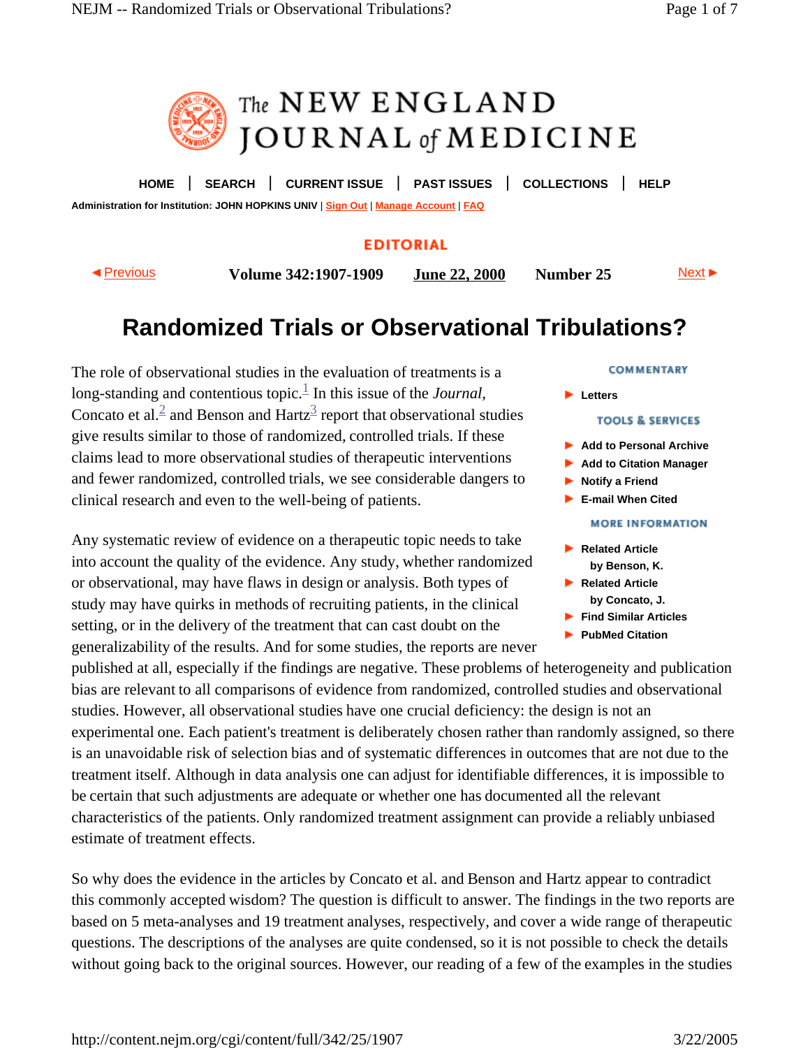# Randomized Trials or Observational Tribulations?

The role of observational studies in the evaluation of treatments is a long-standing and contentious topic.[1] In this issue of the *Journal*, Concato et al.[2] and Benson and Hartz[3] report that observational studies give results similar to those of randomized, controlled trials. If these claims lead to more observational studies of therapeutic interventions and fewer randomized, controlled trials, we see considerable dangers to clinical research and even to the well-being of patients.

Any systematic review of evidence on a therapeutic topic needs to take into account the quality of the evidence. Any study, whether randomized or observational, may have flaws in design or analysis. Both types of study may have quirks in methods of recruiting patients, in the clinical setting, or in the delivery of the treatment that can cast doubt on the generalizability of the results. And for some studies, the reports are never published at all, especially if the findings are negative. These problems of heterogeneity and publication bias are relevant to all comparisons of evidence from randomized, controlled studies and observational studies. However, all observational studies have one crucial deficiency: the design is not an experimental one. Each patient's treatment is deliberately chosen rather than randomly assigned, so there is an unavoidable risk of selection bias and of systematic differences in outcomes that are not due to the treatment itself. Although in data analysis one can adjust for identifiable differences, it is impossible to be certain that such adjustments are adequate or whether one has documented all the relevant characteristics of the patients. Only randomized treatment assignment can provide a reliably unbiased estimate of treatment effects.

So why does the evidence in the articles by Concato et al. and Benson and Hartz appear to contradict this commonly accepted wisdom? The question is difficult to answer. The findings in the two reports are based on 5 meta-analyses and 19 treatment analyses, respectively, and cover a wide range of therapeutic questions. The descriptions of the analyses are quite condensed, so it is not possible to check the details without going back to the original sources. However, our reading of a few of the examples in the studies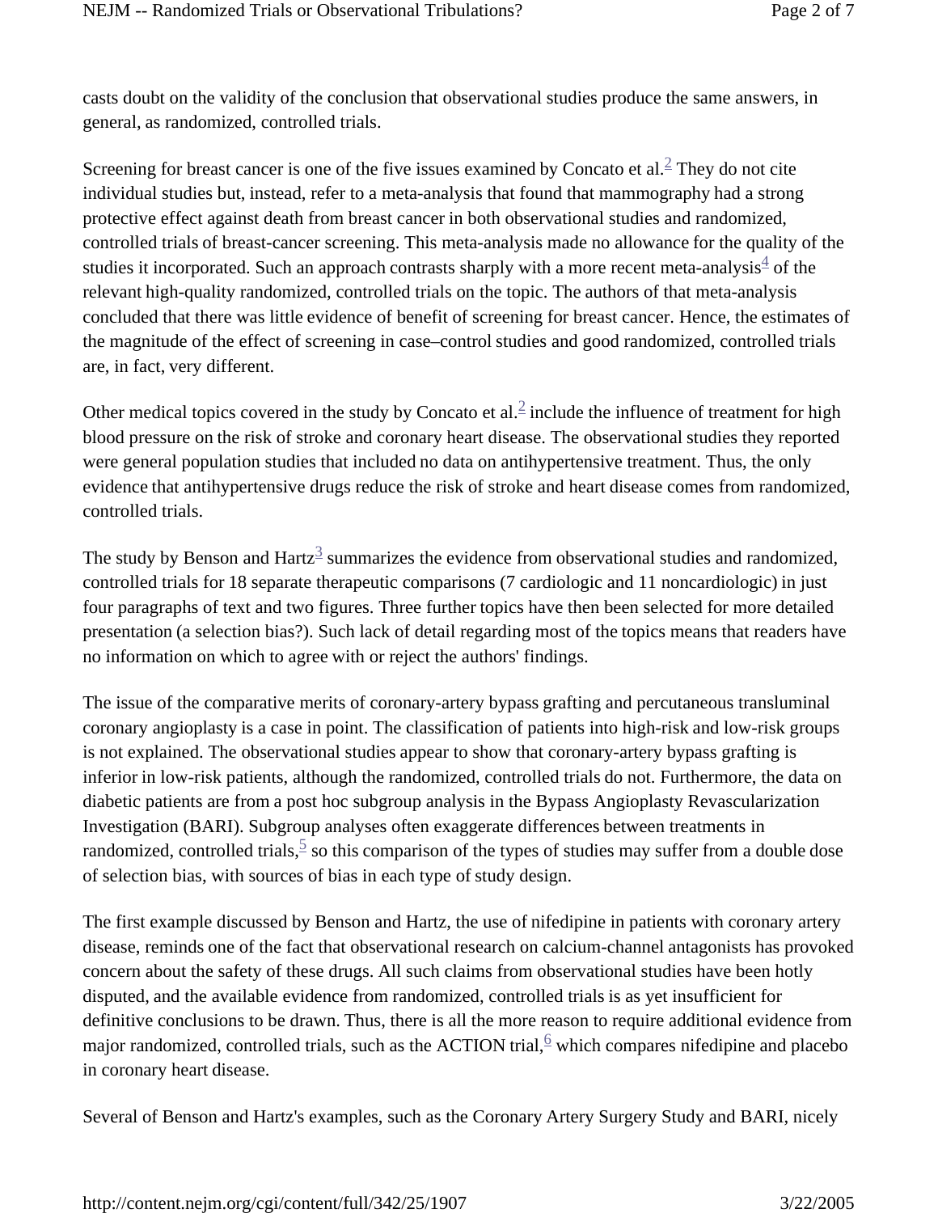casts doubt on the validity of the conclusion that observational studies produce the same answers, in general, as randomized, controlled trials.

Screening for breast cancer is one of the five issues examined by Concato et al.[2] They do not cite individual studies but, instead, refer to a meta-analysis that found that mammography had a strong protective effect against death from breast cancer in both observational studies and randomized, controlled trials of breast-cancer screening. This meta-analysis made no allowance for the quality of the studies it incorporated. Such an approach contrasts sharply with a more recent meta-analysis[4] of the relevant high-quality randomized, controlled trials on the topic. The authors of that meta-analysis concluded that there was little evidence of benefit of screening for breast cancer. Hence, the estimates of the magnitude of the effect of screening in case–control studies and good randomized, controlled trials are, in fact, very different.

Other medical topics covered in the study by Concato et al.[2] include the influence of treatment for high blood pressure on the risk of stroke and coronary heart disease. The observational studies they reported were general population studies that included no data on antihypertensive treatment. Thus, the only evidence that antihypertensive drugs reduce the risk of stroke and heart disease comes from randomized, controlled trials.

The study by Benson and Hartz[3] summarizes the evidence from observational studies and randomized, controlled trials for 18 separate therapeutic comparisons (7 cardiologic and 11 noncardiologic) in just four paragraphs of text and two figures. Three further topics have then been selected for more detailed presentation (a selection bias?). Such lack of detail regarding most of the topics means that readers have no information on which to agree with or reject the authors' findings.

The issue of the comparative merits of coronary-artery bypass grafting and percutaneous transluminal coronary angioplasty is a case in point. The classification of patients into high-risk and low-risk groups is not explained. The observational studies appear to show that coronary-artery bypass grafting is inferior in low-risk patients, although the randomized, controlled trials do not. Furthermore, the data on diabetic patients are from a post hoc subgroup analysis in the Bypass Angioplasty Revascularization Investigation (BARI). Subgroup analyses often exaggerate differences between treatments in randomized, controlled trials,[5] so this comparison of the types of studies may suffer from a double dose of selection bias, with sources of bias in each type of study design.

The first example discussed by Benson and Hartz, the use of nifedipine in patients with coronary artery disease, reminds one of the fact that observational research on calcium-channel antagonists has provoked concern about the safety of these drugs. All such claims from observational studies have been hotly disputed, and the available evidence from randomized, controlled trials is as yet insufficient for definitive conclusions to be drawn. Thus, there is all the more reason to require additional evidence from major randomized, controlled trials, such as the ACTION trial,[6] which compares nifedipine and placebo in coronary heart disease.

Several of Benson and Hartz's examples, such as the Coronary Artery Surgery Study and BARI, nicely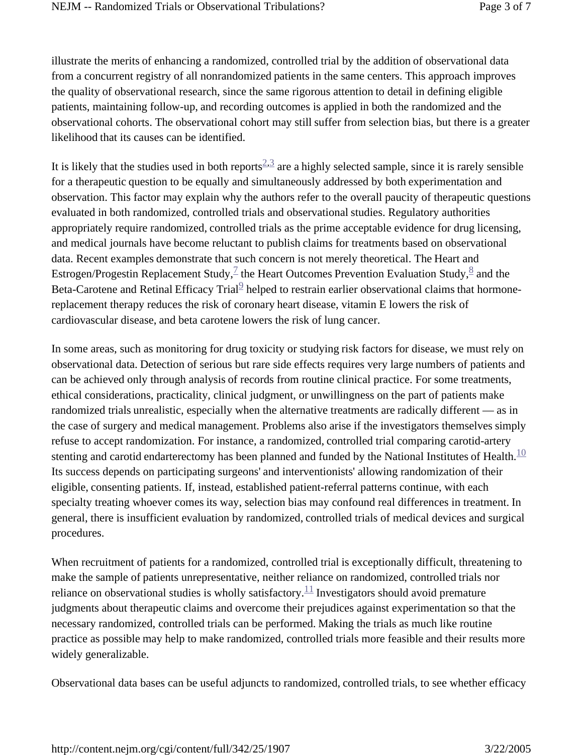illustrate the merits of enhancing a randomized, controlled trial by the addition of observational data from a concurrent registry of all nonrandomized patients in the same centers. This approach improves the quality of observational research, since the same rigorous attention to detail in defining eligible patients, maintaining follow-up, and recording outcomes is applied in both the randomized and the observational cohorts. The observational cohort may still suffer from selection bias, but there is a greater likelihood that its causes can be identified.

It is likely that the studies used in both reports[2,3] are a highly selected sample, since it is rarely sensible for a therapeutic question to be equally and simultaneously addressed by both experimentation and observation. This factor may explain why the authors refer to the overall paucity of therapeutic questions evaluated in both randomized, controlled trials and observational studies. Regulatory authorities appropriately require randomized, controlled trials as the prime acceptable evidence for drug licensing, and medical journals have become reluctant to publish claims for treatments based on observational data. Recent examples demonstrate that such concern is not merely theoretical. The Heart and Estrogen/Progestin Replacement Study,[7] the Heart Outcomes Prevention Evaluation Study,[8] and the Beta-Carotene and Retinal Efficacy Trial[9] helped to restrain earlier observational claims that hormone-replacement therapy reduces the risk of coronary heart disease, vitamin E lowers the risk of cardiovascular disease, and beta carotene lowers the risk of lung cancer.

In some areas, such as monitoring for drug toxicity or studying risk factors for disease, we must rely on observational data. Detection of serious but rare side effects requires very large numbers of patients and can be achieved only through analysis of records from routine clinical practice. For some treatments, ethical considerations, practicality, clinical judgment, or unwillingness on the part of patients make randomized trials unrealistic, especially when the alternative treatments are radically different — as in the case of surgery and medical management. Problems also arise if the investigators themselves simply refuse to accept randomization. For instance, a randomized, controlled trial comparing carotid-artery stenting and carotid endarterectomy has been planned and funded by the National Institutes of Health.[10] Its success depends on participating surgeons' and interventionists' allowing randomization of their eligible, consenting patients. If, instead, established patient-referral patterns continue, with each specialty treating whoever comes its way, selection bias may confound real differences in treatment. In general, there is insufficient evaluation by randomized, controlled trials of medical devices and surgical procedures.

When recruitment of patients for a randomized, controlled trial is exceptionally difficult, threatening to make the sample of patients unrepresentative, neither reliance on randomized, controlled trials nor reliance on observational studies is wholly satisfactory.[11] Investigators should avoid premature judgments about therapeutic claims and overcome their prejudices against experimentation so that the necessary randomized, controlled trials can be performed. Making the trials as much like routine practice as possible may help to make randomized, controlled trials more feasible and their results more widely generalizable.

Observational data bases can be useful adjuncts to randomized, controlled trials, to see whether efficacy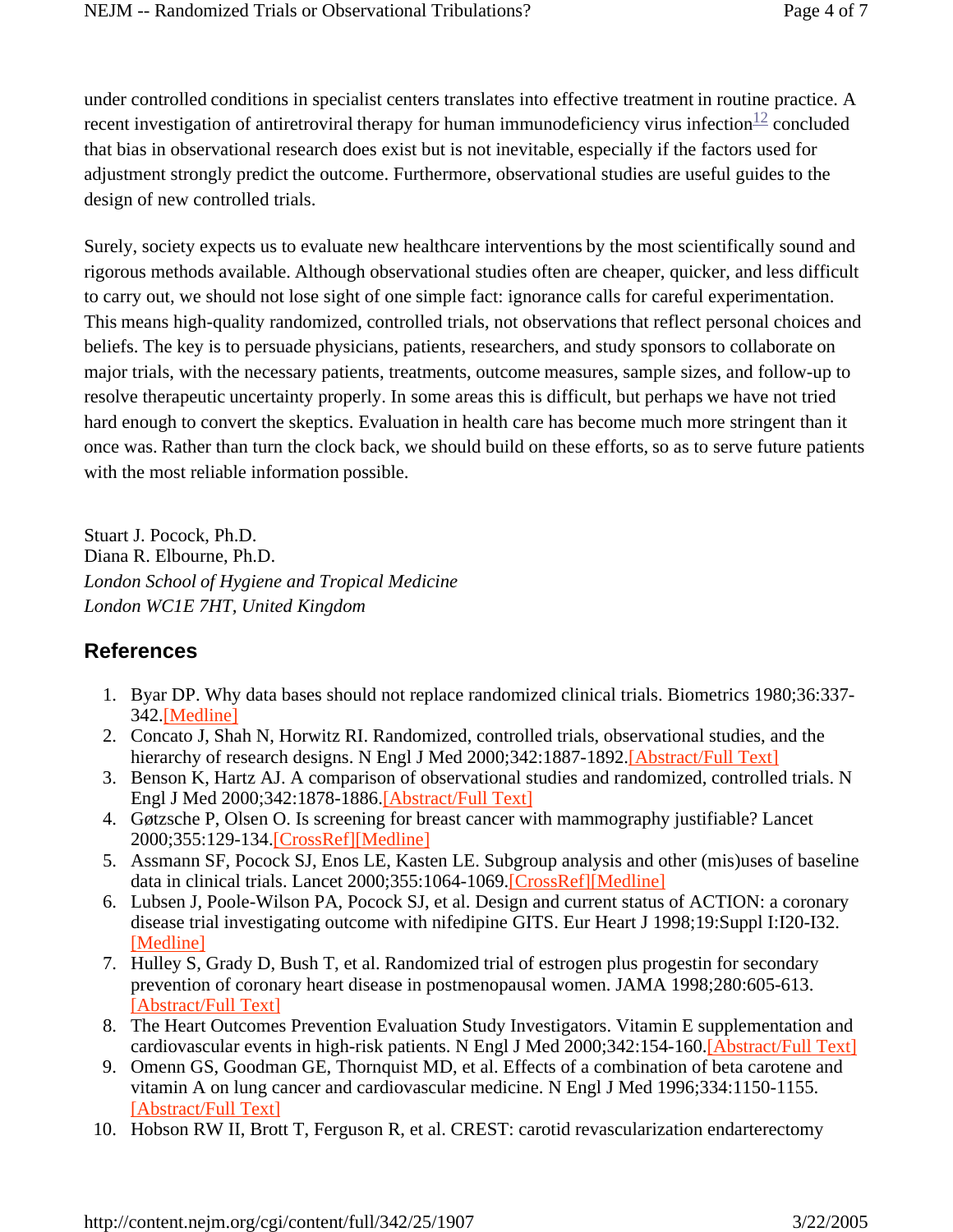under controlled conditions in specialist centers translates into effective treatment in routine practice. A recent investigation of antiretroviral therapy for human immunodeficiency virus infection[12] concluded that bias in observational research does exist but is not inevitable, especially if the factors used for adjustment strongly predict the outcome. Furthermore, observational studies are useful guides to the design of new controlled trials.

Surely, society expects us to evaluate new healthcare interventions by the most scientifically sound and rigorous methods available. Although observational studies often are cheaper, quicker, and less difficult to carry out, we should not lose sight of one simple fact: ignorance calls for careful experimentation. This means high-quality randomized, controlled trials, not observations that reflect personal choices and beliefs. The key is to persuade physicians, patients, researchers, and study sponsors to collaborate on major trials, with the necessary patients, treatments, outcome measures, sample sizes, and follow-up to resolve therapeutic uncertainty properly. In some areas this is difficult, but perhaps we have not tried hard enough to convert the skeptics. Evaluation in health care has become much more stringent than it once was. Rather than turn the clock back, we should build on these efforts, so as to serve future patients with the most reliable information possible.

Stuart J. Pocock, Ph.D.
Diana R. Elbourne, Ph.D.
*London School of Hygiene and Tropical Medicine*
*London WC1E 7HT, United Kingdom*

## References

1. Byar DP. Why data bases should not replace randomized clinical trials. Biometrics 1980;36:337-342.[Medline]
2. Concato J, Shah N, Horwitz RI. Randomized, controlled trials, observational studies, and the hierarchy of research designs. N Engl J Med 2000;342:1887-1892.[Abstract/Full Text]
3. Benson K, Hartz AJ. A comparison of observational studies and randomized, controlled trials. N Engl J Med 2000;342:1878-1886.[Abstract/Full Text]
4. Gøtzsche P, Olsen O. Is screening for breast cancer with mammography justifiable? Lancet 2000;355:129-134.[CrossRef][Medline]
5. Assmann SF, Pocock SJ, Enos LE, Kasten LE. Subgroup analysis and other (mis)uses of baseline data in clinical trials. Lancet 2000;355:1064-1069.[CrossRef][Medline]
6. Lubsen J, Poole-Wilson PA, Pocock SJ, et al. Design and current status of ACTION: a coronary disease trial investigating outcome with nifedipine GITS. Eur Heart J 1998;19:Suppl I:I20-I32.[Medline]
7. Hulley S, Grady D, Bush T, et al. Randomized trial of estrogen plus progestin for secondary prevention of coronary heart disease in postmenopausal women. JAMA 1998;280:605-613.[Abstract/Full Text]
8. The Heart Outcomes Prevention Evaluation Study Investigators. Vitamin E supplementation and cardiovascular events in high-risk patients. N Engl J Med 2000;342:154-160.[Abstract/Full Text]
9. Omenn GS, Goodman GE, Thornquist MD, et al. Effects of a combination of beta carotene and vitamin A on lung cancer and cardiovascular medicine. N Engl J Med 1996;334:1150-1155.[Abstract/Full Text]
10. Hobson RW II, Brott T, Ferguson R, et al. CREST: carotid revascularization endarterectomy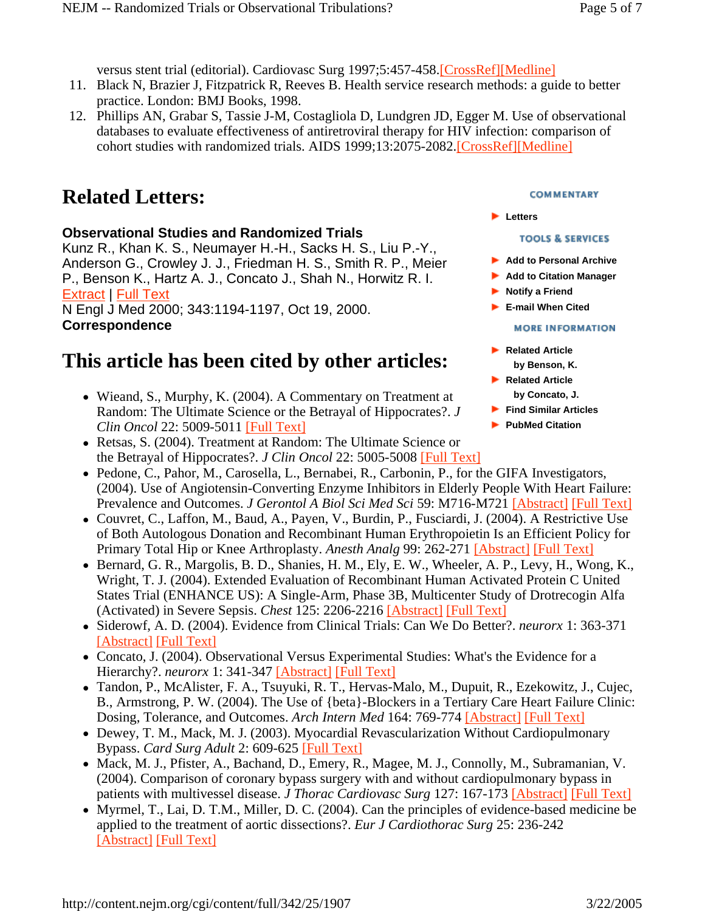versus stent trial (editorial). Cardiovasc Surg 1997;5:457-458.[CrossRef][Medline]

11. Black N, Brazier J, Fitzpatrick R, Reeves B. Health service research methods: a guide to better practice. London: BMJ Books, 1998.
12. Phillips AN, Grabar S, Tassie J-M, Costagliola D, Lundgren JD, Egger M. Use of observational databases to evaluate effectiveness of antiretroviral therapy for HIV infection: comparison of cohort studies with randomized trials. AIDS 1999;13:2075-2082.[CrossRef][Medline]

# Related Letters:

**Observational Studies and Randomized Trials**
Kunz R., Khan K. S., Neumayer H.-H., Sacks H. S., Liu P.-Y., Anderson G., Crowley J. J., Friedman H. S., Smith R. P., Meier P., Benson K., Hartz A. J., Concato J., Shah N., Horwitz R. I.
Extract | Full Text
N Engl J Med 2000; 343:1194-1197, Oct 19, 2000.
**Correspondence**

# This article has been cited by other articles:

- Wieand, S., Murphy, K. (2004). A Commentary on Treatment at Random: The Ultimate Science or the Betrayal of Hippocrates?. *J Clin Oncol* 22: 5009-5011 [Full Text]
- Retsas, S. (2004). Treatment at Random: The Ultimate Science or the Betrayal of Hippocrates?. *J Clin Oncol* 22: 5005-5008 [Full Text]
- Pedone, C., Pahor, M., Carosella, L., Bernabei, R., Carbonin, P., for the GIFA Investigators, (2004). Use of Angiotensin-Converting Enzyme Inhibitors in Elderly People With Heart Failure: Prevalence and Outcomes. *J Gerontol A Biol Sci Med Sci* 59: M716-M721 [Abstract] [Full Text]
- Couvret, C., Laffon, M., Baud, A., Payen, V., Burdin, P., Fusciardi, J. (2004). A Restrictive Use of Both Autologous Donation and Recombinant Human Erythropoietin Is an Efficient Policy for Primary Total Hip or Knee Arthroplasty. *Anesth Analg* 99: 262-271 [Abstract] [Full Text]
- Bernard, G. R., Margolis, B. D., Shanies, H. M., Ely, E. W., Wheeler, A. P., Levy, H., Wong, K., Wright, T. J. (2004). Extended Evaluation of Recombinant Human Activated Protein C United States Trial (ENHANCE US): A Single-Arm, Phase 3B, Multicenter Study of Drotrecogin Alfa (Activated) in Severe Sepsis. *Chest* 125: 2206-2216 [Abstract] [Full Text]
- Siderowf, A. D. (2004). Evidence from Clinical Trials: Can We Do Better?. *neurorx* 1: 363-371 [Abstract] [Full Text]
- Concato, J. (2004). Observational Versus Experimental Studies: What's the Evidence for a Hierarchy?. *neurorx* 1: 341-347 [Abstract] [Full Text]
- Tandon, P., McAlister, F. A., Tsuyuki, R. T., Hervas-Malo, M., Dupuit, R., Ezekowitz, J., Cujec, B., Armstrong, P. W. (2004). The Use of {beta}-Blockers in a Tertiary Care Heart Failure Clinic: Dosing, Tolerance, and Outcomes. *Arch Intern Med* 164: 769-774 [Abstract] [Full Text]
- Dewey, T. M., Mack, M. J. (2003). Myocardial Revascularization Without Cardiopulmonary Bypass. *Card Surg Adult* 2: 609-625 [Full Text]
- Mack, M. J., Pfister, A., Bachand, D., Emery, R., Magee, M. J., Connolly, M., Subramanian, V. (2004). Comparison of coronary bypass surgery with and without cardiopulmonary bypass in patients with multivessel disease. *J Thorac Cardiovasc Surg* 127: 167-173 [Abstract] [Full Text]
- Myrmel, T., Lai, D. T.M., Miller, D. C. (2004). Can the principles of evidence-based medicine be applied to the treatment of aortic dissections?. *Eur J Cardiothorac Surg* 25: 236-242 [Abstract] [Full Text]

**COMMENTARY**

- Letters

**TOOLS & SERVICES**

- Add to Personal Archive
- Add to Citation Manager
- Notify a Friend
- E-mail When Cited

**MORE INFORMATION**

- Related Article by Benson, K.
- Related Article by Concato, J.
- Find Similar Articles
- PubMed Citation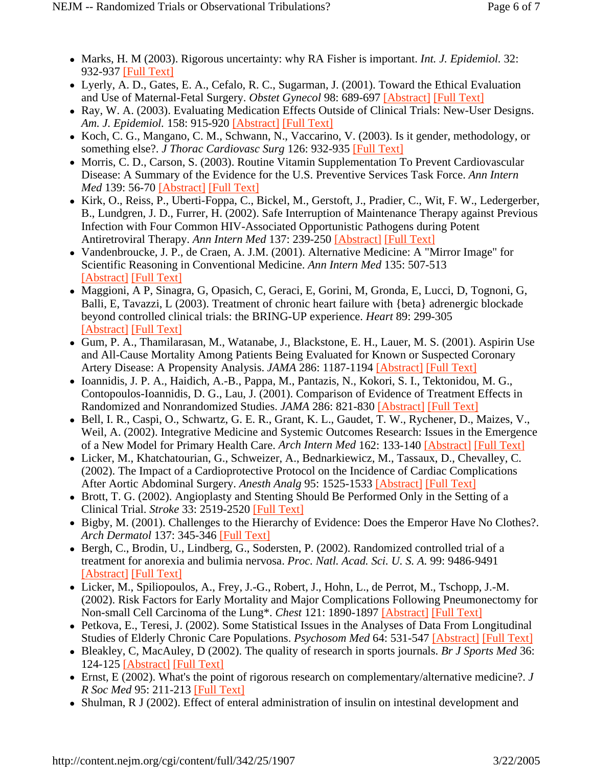- Marks, H. M (2003). Rigorous uncertainty: why RA Fisher is important. *Int. J. Epidemiol.* 32: 932-937 [Full Text]
- Lyerly, A. D., Gates, E. A., Cefalo, R. C., Sugarman, J. (2001). Toward the Ethical Evaluation and Use of Maternal-Fetal Surgery. *Obstet Gynecol* 98: 689-697 [Abstract] [Full Text]
- Ray, W. A. (2003). Evaluating Medication Effects Outside of Clinical Trials: New-User Designs. *Am. J. Epidemiol.* 158: 915-920 [Abstract] [Full Text]
- Koch, C. G., Mangano, C. M., Schwann, N., Vaccarino, V. (2003). Is it gender, methodology, or something else?. *J Thorac Cardiovasc Surg* 126: 932-935 [Full Text]
- Morris, C. D., Carson, S. (2003). Routine Vitamin Supplementation To Prevent Cardiovascular Disease: A Summary of the Evidence for the U.S. Preventive Services Task Force. *Ann Intern Med* 139: 56-70 [Abstract] [Full Text]
- Kirk, O., Reiss, P., Uberti-Foppa, C., Bickel, M., Gerstoft, J., Pradier, C., Wit, F. W., Ledergerber, B., Lundgren, J. D., Furrer, H. (2002). Safe Interruption of Maintenance Therapy against Previous Infection with Four Common HIV-Associated Opportunistic Pathogens during Potent Antiretroviral Therapy. *Ann Intern Med* 137: 239-250 [Abstract] [Full Text]
- Vandenbroucke, J. P., de Craen, A. J.M. (2001). Alternative Medicine: A "Mirror Image" for Scientific Reasoning in Conventional Medicine. *Ann Intern Med* 135: 507-513 [Abstract] [Full Text]
- Maggioni, A P, Sinagra, G, Opasich, C, Geraci, E, Gorini, M, Gronda, E, Lucci, D, Tognoni, G, Balli, E, Tavazzi, L (2003). Treatment of chronic heart failure with {beta} adrenergic blockade beyond controlled clinical trials: the BRING-UP experience. *Heart* 89: 299-305 [Abstract] [Full Text]
- Gum, P. A., Thamilarasan, M., Watanabe, J., Blackstone, E. H., Lauer, M. S. (2001). Aspirin Use and All-Cause Mortality Among Patients Being Evaluated for Known or Suspected Coronary Artery Disease: A Propensity Analysis. *JAMA* 286: 1187-1194 [Abstract] [Full Text]
- Ioannidis, J. P. A., Haidich, A.-B., Pappa, M., Pantazis, N., Kokori, S. I., Tektonidou, M. G., Contopoulos-Ioannidis, D. G., Lau, J. (2001). Comparison of Evidence of Treatment Effects in Randomized and Nonrandomized Studies. *JAMA* 286: 821-830 [Abstract] [Full Text]
- Bell, I. R., Caspi, O., Schwartz, G. E. R., Grant, K. L., Gaudet, T. W., Rychener, D., Maizes, V., Weil, A. (2002). Integrative Medicine and Systemic Outcomes Research: Issues in the Emergence of a New Model for Primary Health Care. *Arch Intern Med* 162: 133-140 [Abstract] [Full Text]
- Licker, M., Khatchatourian, G., Schweizer, A., Bednarkiewicz, M., Tassaux, D., Chevalley, C. (2002). The Impact of a Cardioprotective Protocol on the Incidence of Cardiac Complications After Aortic Abdominal Surgery. *Anesth Analg* 95: 1525-1533 [Abstract] [Full Text]
- Brott, T. G. (2002). Angioplasty and Stenting Should Be Performed Only in the Setting of a Clinical Trial. *Stroke* 33: 2519-2520 [Full Text]
- Bigby, M. (2001). Challenges to the Hierarchy of Evidence: Does the Emperor Have No Clothes?. *Arch Dermatol* 137: 345-346 [Full Text]
- Bergh, C., Brodin, U., Lindberg, G., Sodersten, P. (2002). Randomized controlled trial of a treatment for anorexia and bulimia nervosa. *Proc. Natl. Acad. Sci. U. S. A.* 99: 9486-9491 [Abstract] [Full Text]
- Licker, M., Spiliopoulos, A., Frey, J.-G., Robert, J., Hohn, L., de Perrot, M., Tschopp, J.-M. (2002). Risk Factors for Early Mortality and Major Complications Following Pneumonectomy for Non-small Cell Carcinoma of the Lung*. *Chest* 121: 1890-1897 [Abstract] [Full Text]
- Petkova, E., Teresi, J. (2002). Some Statistical Issues in the Analyses of Data From Longitudinal Studies of Elderly Chronic Care Populations. *Psychosom Med* 64: 531-547 [Abstract] [Full Text]
- Bleakley, C, MacAuley, D (2002). The quality of research in sports journals. *Br J Sports Med* 36: 124-125 [Abstract] [Full Text]
- Ernst, E (2002). What's the point of rigorous research on complementary/alternative medicine?. *J R Soc Med* 95: 211-213 [Full Text]
- Shulman, R J (2002). Effect of enteral administration of insulin on intestinal development and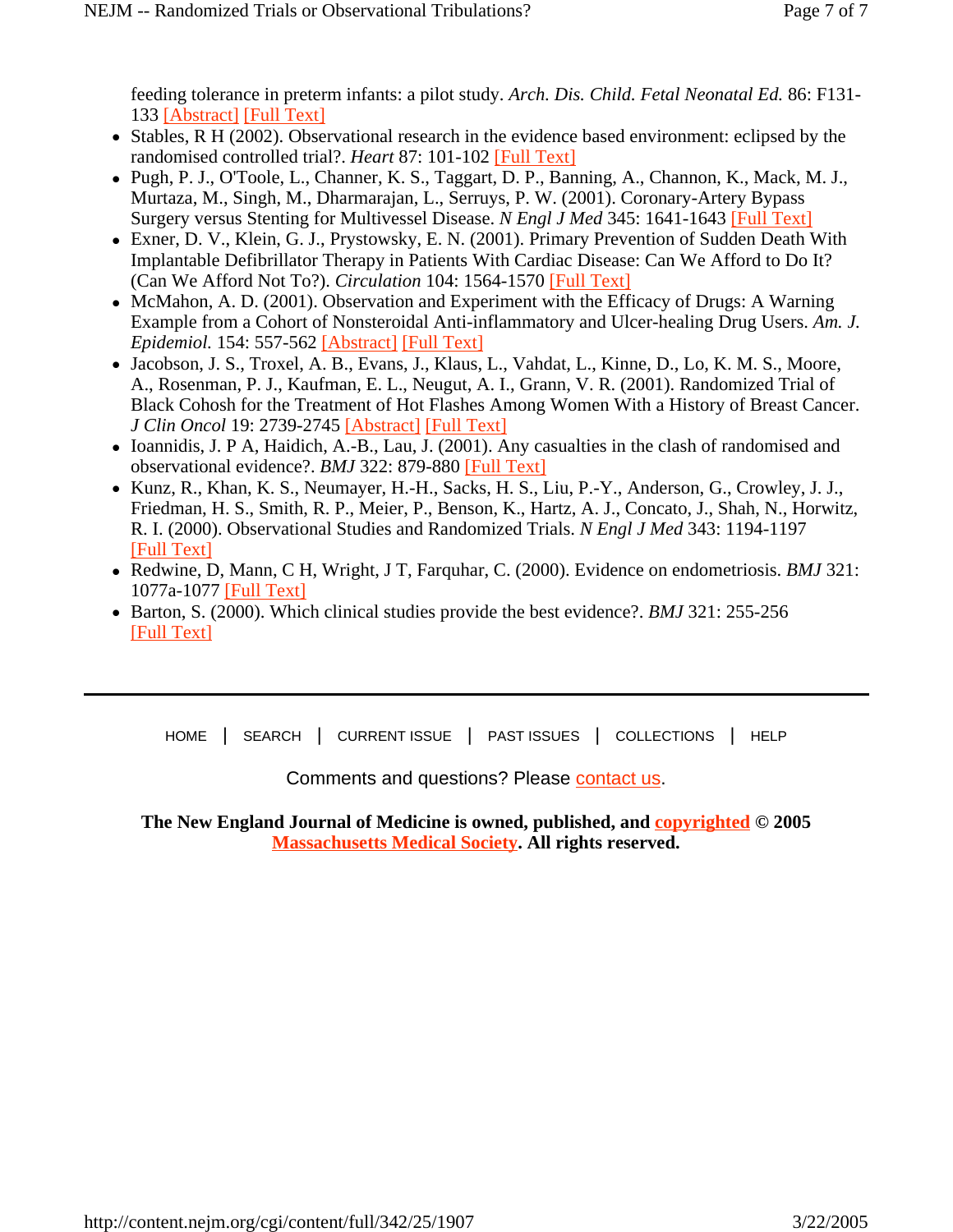feeding tolerance in preterm infants: a pilot study. *Arch. Dis. Child. Fetal Neonatal Ed.* 86: F131-133 [Abstract] [Full Text]

- Stables, R H (2002). Observational research in the evidence based environment: eclipsed by the randomised controlled trial?. *Heart* 87: 101-102 [Full Text]
- Pugh, P. J., O'Toole, L., Channer, K. S., Taggart, D. P., Banning, A., Channon, K., Mack, M. J., Murtaza, M., Singh, M., Dharmarajan, L., Serruys, P. W. (2001). Coronary-Artery Bypass Surgery versus Stenting for Multivessel Disease. *N Engl J Med* 345: 1641-1643 [Full Text]
- Exner, D. V., Klein, G. J., Prystowsky, E. N. (2001). Primary Prevention of Sudden Death With Implantable Defibrillator Therapy in Patients With Cardiac Disease: Can We Afford to Do It? (Can We Afford Not To?). *Circulation* 104: 1564-1570 [Full Text]
- McMahon, A. D. (2001). Observation and Experiment with the Efficacy of Drugs: A Warning Example from a Cohort of Nonsteroidal Anti-inflammatory and Ulcer-healing Drug Users. *Am. J. Epidemiol.* 154: 557-562 [Abstract] [Full Text]
- Jacobson, J. S., Troxel, A. B., Evans, J., Klaus, L., Vahdat, L., Kinne, D., Lo, K. M. S., Moore, A., Rosenman, P. J., Kaufman, E. L., Neugut, A. I., Grann, V. R. (2001). Randomized Trial of Black Cohosh for the Treatment of Hot Flashes Among Women With a History of Breast Cancer. *J Clin Oncol* 19: 2739-2745 [Abstract] [Full Text]
- Ioannidis, J. P A, Haidich, A.-B., Lau, J. (2001). Any casualties in the clash of randomised and observational evidence?. *BMJ* 322: 879-880 [Full Text]
- Kunz, R., Khan, K. S., Neumayer, H.-H., Sacks, H. S., Liu, P.-Y., Anderson, G., Crowley, J. J., Friedman, H. S., Smith, R. P., Meier, P., Benson, K., Hartz, A. J., Concato, J., Shah, N., Horwitz, R. I. (2000). Observational Studies and Randomized Trials. *N Engl J Med* 343: 1194-1197 [Full Text]
- Redwine, D, Mann, C H, Wright, J T, Farquhar, C. (2000). Evidence on endometriosis. *BMJ* 321: 1077a-1077 [Full Text]
- Barton, S. (2000). Which clinical studies provide the best evidence?. *BMJ* 321: 255-256 [Full Text]

---

HOME | SEARCH | CURRENT ISSUE | PAST ISSUES | COLLECTIONS | HELP

Comments and questions? Please contact us.

**The New England Journal of Medicine is owned, published, and copyrighted © 2005 Massachusetts Medical Society. All rights reserved.**